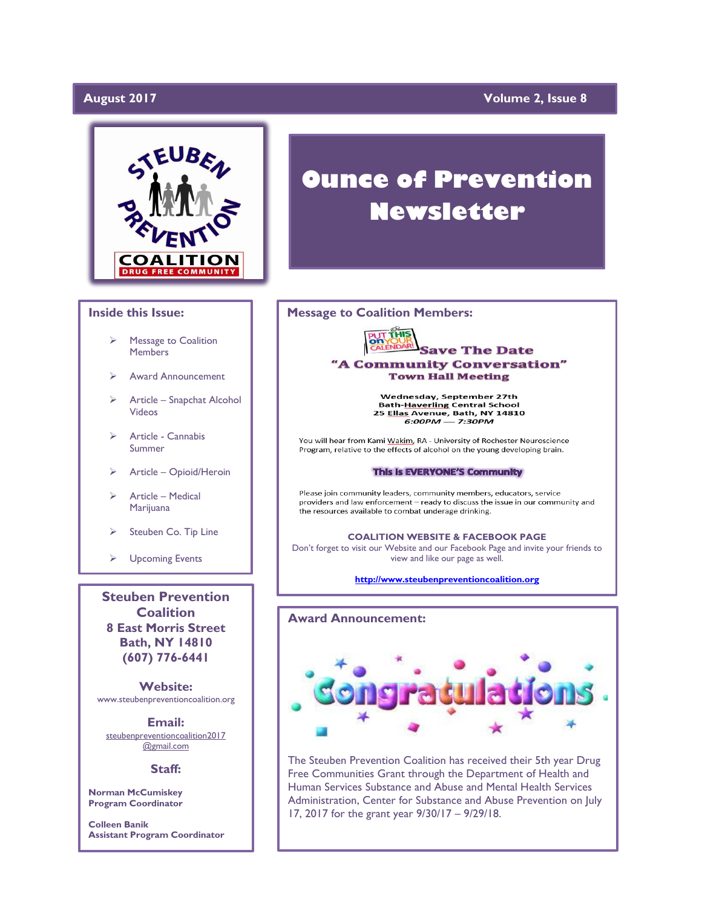August 2017 — Volume 2, Issue 8

# Ounce of Prevention Newsletter

## Message to Coalition Members:

PUT THIS on YOUR CALENDAR! **Save The Date**

### "A Community Conversation"
**Town Hall Meeting**

**Wednesday, September 27th**
**Bath-Haverling Central School**
**25 Ellas Avenue, Bath, NY 14810**
***6:00PM — 7:30PM***

You will hear from Kami Wakim, RA - University of Rochester Neuroscience Program, relative to the effects of alcohol on the young developing brain.

**This is EVERYONE'S Community**

Please join community leaders, community members, educators, service providers and law enforcement – ready to discuss the issue in our community and the resources available to combat underage drinking.

**COALITION WEBSITE & FACEBOOK PAGE**

Don't forget to visit our Website and our Facebook Page and invite your friends to view and like our page as well.

**http://www.steubenpreventioncoalition.org**

## Award Announcement:

Congratulations

The Steuben Prevention Coalition has received their 5th year Drug Free Communities Grant through the Department of Health and Human Services Substance and Abuse and Mental Health Services Administration, Center for Substance and Abuse Prevention on July 17, 2017 for the grant year 9/30/17 – 9/29/18.

## Inside this Issue:

- Message to Coalition Members
- Award Announcement
- Article – Snapchat Alcohol Videos
- Article - Cannabis Summer
- Article – Opioid/Heroin
- Article – Medical Marijuana
- Steuben Co. Tip Line
- Upcoming Events

## Steuben Prevention Coalition
**8 East Morris Street**
**Bath, NY 14810**
**(607) 776-6441**

**Website:**
www.steubenpreventioncoalition.org

**Email:**
steubenpreventioncoalition2017@gmail.com

**Staff:**

**Norman McCumiskey**
**Program Coordinator**

**Colleen Banik**
**Assistant Program Coordinator**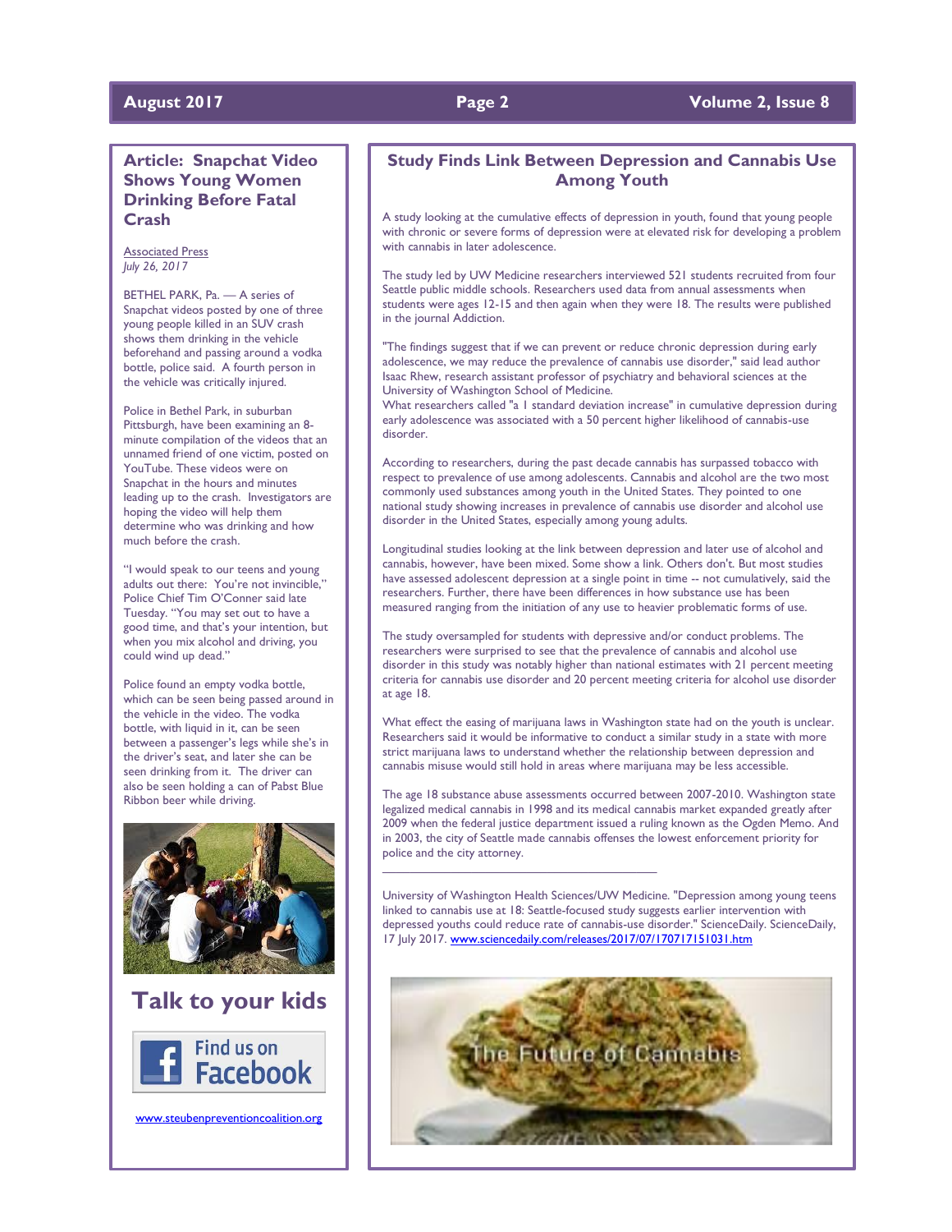## Article: Snapchat Video Shows Young Women Drinking Before Fatal Crash

Associated Press
*July 26, 2017*

BETHEL PARK, Pa. — A series of Snapchat videos posted by one of three young people killed in an SUV crash shows them drinking in the vehicle beforehand and passing around a vodka bottle, police said. A fourth person in the vehicle was critically injured.

Police in Bethel Park, in suburban Pittsburgh, have been examining an 8-minute compilation of the videos that an unnamed friend of one victim, posted on YouTube. These videos were on Snapchat in the hours and minutes leading up to the crash. Investigators are hoping the video will help them determine who was drinking and how much before the crash.

"I would speak to our teens and young adults out there: You're not invincible," Police Chief Tim O'Conner said late Tuesday. "You may set out to have a good time, and that's your intention, but when you mix alcohol and driving, you could wind up dead."

Police found an empty vodka bottle, which can be seen being passed around in the vehicle in the video. The vodka bottle, with liquid in it, can be seen between a passenger's legs while she's in the driver's seat, and later she can be seen drinking from it. The driver can also be seen holding a can of Pabst Blue Ribbon beer while driving.

## Talk to your kids

Find us on Facebook

www.steubenpreventioncoalition.org

## Study Finds Link Between Depression and Cannabis Use Among Youth

A study looking at the cumulative effects of depression in youth, found that young people with chronic or severe forms of depression were at elevated risk for developing a problem with cannabis in later adolescence.

The study led by UW Medicine researchers interviewed 521 students recruited from four Seattle public middle schools. Researchers used data from annual assessments when students were ages 12-15 and then again when they were 18. The results were published in the journal Addiction.

"The findings suggest that if we can prevent or reduce chronic depression during early adolescence, we may reduce the prevalence of cannabis use disorder," said lead author Isaac Rhew, research assistant professor of psychiatry and behavioral sciences at the University of Washington School of Medicine.
What researchers called "a 1 standard deviation increase" in cumulative depression during early adolescence was associated with a 50 percent higher likelihood of cannabis-use disorder.

According to researchers, during the past decade cannabis has surpassed tobacco with respect to prevalence of use among adolescents. Cannabis and alcohol are the two most commonly used substances among youth in the United States. They pointed to one national study showing increases in prevalence of cannabis use disorder and alcohol use disorder in the United States, especially among young adults.

Longitudinal studies looking at the link between depression and later use of alcohol and cannabis, however, have been mixed. Some show a link. Others don't. But most studies have assessed adolescent depression at a single point in time -- not cumulatively, said the researchers. Further, there have been differences in how substance use has been measured ranging from the initiation of any use to heavier problematic forms of use.

The study oversampled for students with depressive and/or conduct problems. The researchers were surprised to see that the prevalence of cannabis and alcohol use disorder in this study was notably higher than national estimates with 21 percent meeting criteria for cannabis use disorder and 20 percent meeting criteria for alcohol use disorder at age 18.

What effect the easing of marijuana laws in Washington state had on the youth is unclear. Researchers said it would be informative to conduct a similar study in a state with more strict marijuana laws to understand whether the relationship between depression and cannabis misuse would still hold in areas where marijuana may be less accessible.

The age 18 substance abuse assessments occurred between 2007-2010. Washington state legalized medical cannabis in 1998 and its medical cannabis market expanded greatly after 2009 when the federal justice department issued a ruling known as the Ogden Memo. And in 2003, the city of Seattle made cannabis offenses the lowest enforcement priority for police and the city attorney.

---

University of Washington Health Sciences/UW Medicine. "Depression among young teens linked to cannabis use at 18: Seattle-focused study suggests earlier intervention with depressed youths could reduce rate of cannabis-use disorder." ScienceDaily. ScienceDaily, 17 July 2017. www.sciencedaily.com/releases/2017/07/170717151031.htm

The Future of Cannabis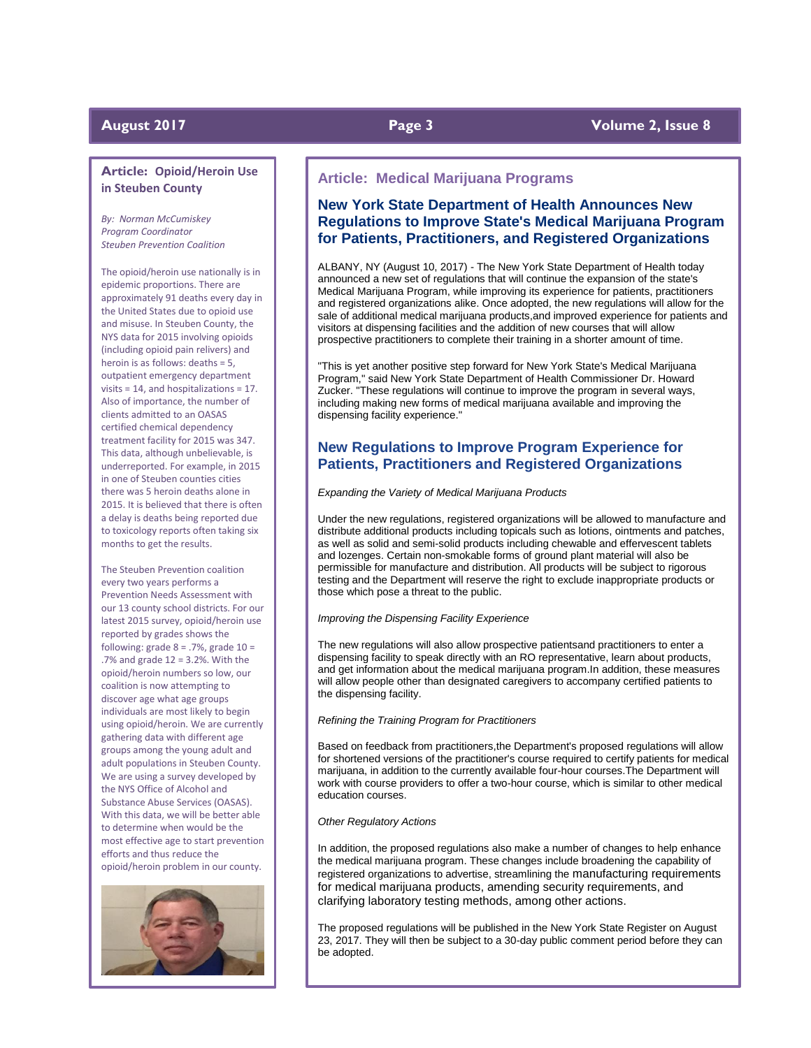## Article: Opioid/Heroin Use in Steuben County

*By: Norman McCumiskey*
*Program Coordinator*
*Steuben Prevention Coalition*

The opioid/heroin use nationally is in epidemic proportions. There are approximately 91 deaths every day in the United States due to opioid use and misuse. In Steuben County, the NYS data for 2015 involving opioids (including opioid pain relivers) and heroin is as follows: deaths = 5, outpatient emergency department visits = 14, and hospitalizations = 17. Also of importance, the number of clients admitted to an OASAS certified chemical dependency treatment facility for 2015 was 347. This data, although unbelievable, is underreported. For example, in 2015 in one of Steuben counties cities there was 5 heroin deaths alone in 2015. It is believed that there is often a delay is deaths being reported due to toxicology reports often taking six months to get the results.

The Steuben Prevention coalition every two years performs a Prevention Needs Assessment with our 13 county school districts. For our latest 2015 survey, opioid/heroin use reported by grades shows the following: grade 8 = .7%, grade 10 = .7% and grade 12 = 3.2%. With the opioid/heroin numbers so low, our coalition is now attempting to discover age what age groups individuals are most likely to begin using opioid/heroin. We are currently gathering data with different age groups among the young adult and adult populations in Steuben County. We are using a survey developed by the NYS Office of Alcohol and Substance Abuse Services (OASAS). With this data, we will be better able to determine when would be the most effective age to start prevention efforts and thus reduce the opioid/heroin problem in our county.

## Article: Medical Marijuana Programs

### New York State Department of Health Announces New Regulations to Improve State's Medical Marijuana Program for Patients, Practitioners, and Registered Organizations

ALBANY, NY (August 10, 2017) - The New York State Department of Health today announced a new set of regulations that will continue the expansion of the state's Medical Marijuana Program, while improving its experience for patients, practitioners and registered organizations alike. Once adopted, the new regulations will allow for the sale of additional medical marijuana products,and improved experience for patients and visitors at dispensing facilities and the addition of new courses that will allow prospective practitioners to complete their training in a shorter amount of time.

"This is yet another positive step forward for New York State's Medical Marijuana Program," said New York State Department of Health Commissioner Dr. Howard Zucker. "These regulations will continue to improve the program in several ways, including making new forms of medical marijuana available and improving the dispensing facility experience."

### New Regulations to Improve Program Experience for Patients, Practitioners and Registered Organizations

*Expanding the Variety of Medical Marijuana Products*

Under the new regulations, registered organizations will be allowed to manufacture and distribute additional products including topicals such as lotions, ointments and patches, as well as solid and semi-solid products including chewable and effervescent tablets and lozenges. Certain non-smokable forms of ground plant material will also be permissible for manufacture and distribution. All products will be subject to rigorous testing and the Department will reserve the right to exclude inappropriate products or those which pose a threat to the public.

*Improving the Dispensing Facility Experience*

The new regulations will also allow prospective patientsand practitioners to enter a dispensing facility to speak directly with an RO representative, learn about products, and get information about the medical marijuana program.In addition, these measures will allow people other than designated caregivers to accompany certified patients to the dispensing facility.

*Refining the Training Program for Practitioners*

Based on feedback from practitioners,the Department's proposed regulations will allow for shortened versions of the practitioner's course required to certify patients for medical marijuana, in addition to the currently available four-hour courses.The Department will work with course providers to offer a two-hour course, which is similar to other medical education courses.

*Other Regulatory Actions*

In addition, the proposed regulations also make a number of changes to help enhance the medical marijuana program. These changes include broadening the capability of registered organizations to advertise, streamlining the manufacturing requirements for medical marijuana products, amending security requirements, and clarifying laboratory testing methods, among other actions.

The proposed regulations will be published in the New York State Register on August 23, 2017. They will then be subject to a 30-day public comment period before they can be adopted.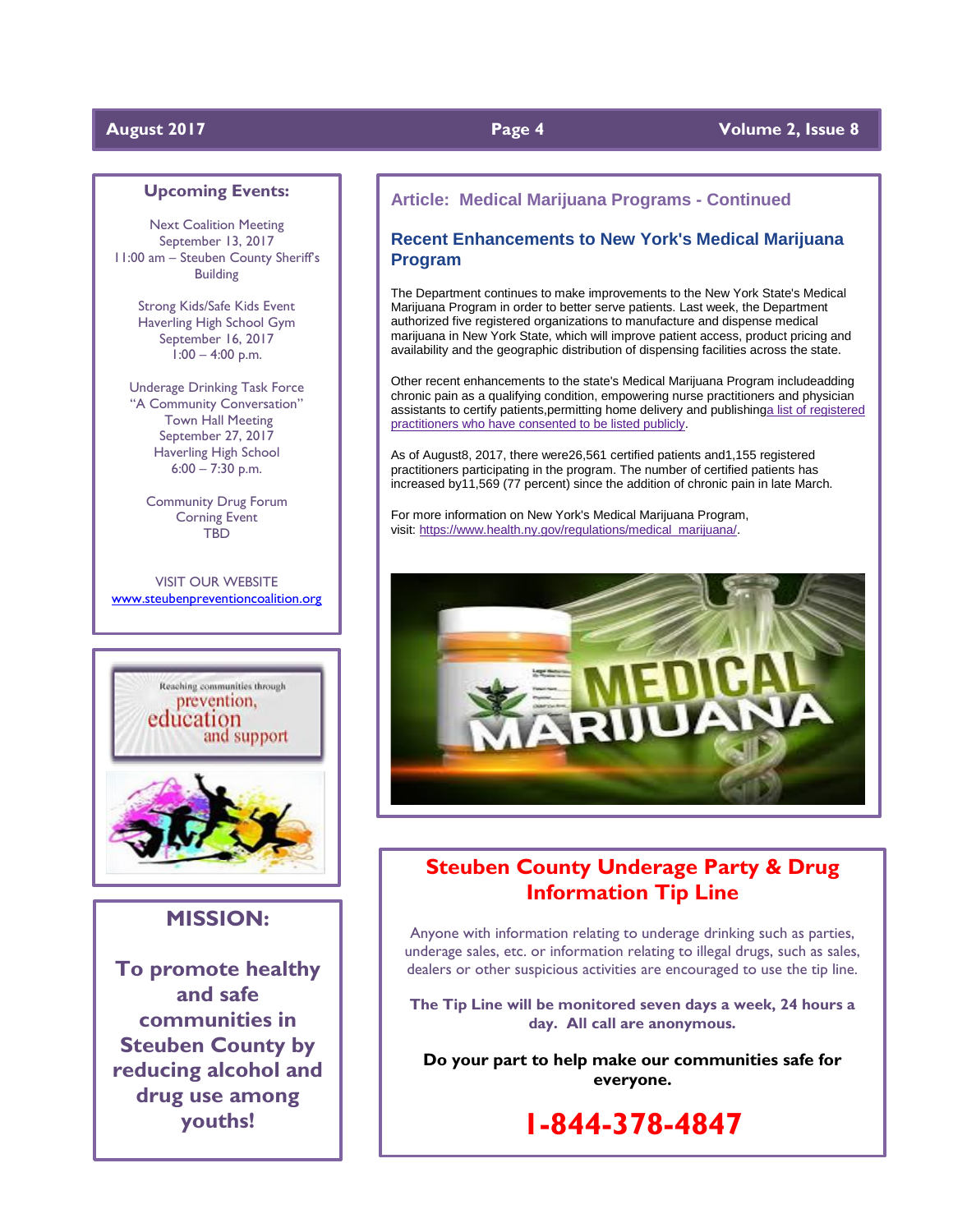## Upcoming Events:

Next Coalition Meeting
September 13, 2017
11:00 am – Steuben County Sheriff's Building

Strong Kids/Safe Kids Event
Haverling High School Gym
September 16, 2017
1:00 – 4:00 p.m.

Underage Drinking Task Force
"A Community Conversation"
Town Hall Meeting
September 27, 2017
Haverling High School
6:00 – 7:30 p.m.

Community Drug Forum
Corning Event
TBD

VISIT OUR WEBSITE
www.steubenpreventioncoalition.org

Reaching communities through prevention, education and support

## MISSION:

**To promote healthy and safe communities in Steuben County by reducing alcohol and drug use among youths!**

## Article: Medical Marijuana Programs - Continued

### Recent Enhancements to New York's Medical Marijuana Program

The Department continues to make improvements to the New York State's Medical Marijuana Program in order to better serve patients. Last week, the Department authorized five registered organizations to manufacture and dispense medical marijuana in New York State, which will improve patient access, product pricing and availability and the geographic distribution of dispensing facilities across the state.

Other recent enhancements to the state's Medical Marijuana Program includeadding chronic pain as a qualifying condition, empowering nurse practitioners and physician assistants to certify patients,permitting home delivery and publishinga list of registered practitioners who have consented to be listed publicly.

As of August8, 2017, there were26,561 certified patients and1,155 registered practitioners participating in the program. The number of certified patients has increased by11,569 (77 percent) since the addition of chronic pain in late March.

For more information on New York's Medical Marijuana Program, visit: https://www.health.ny.gov/regulations/medical_marijuana/.

## Steuben County Underage Party & Drug Information Tip Line

Anyone with information relating to underage drinking such as parties, underage sales, etc. or information relating to illegal drugs, such as sales, dealers or other suspicious activities are encouraged to use the tip line.

**The Tip Line will be monitored seven days a week, 24 hours a day. All call are anonymous.**

**Do your part to help make our communities safe for everyone.**

## 1-844-378-4847